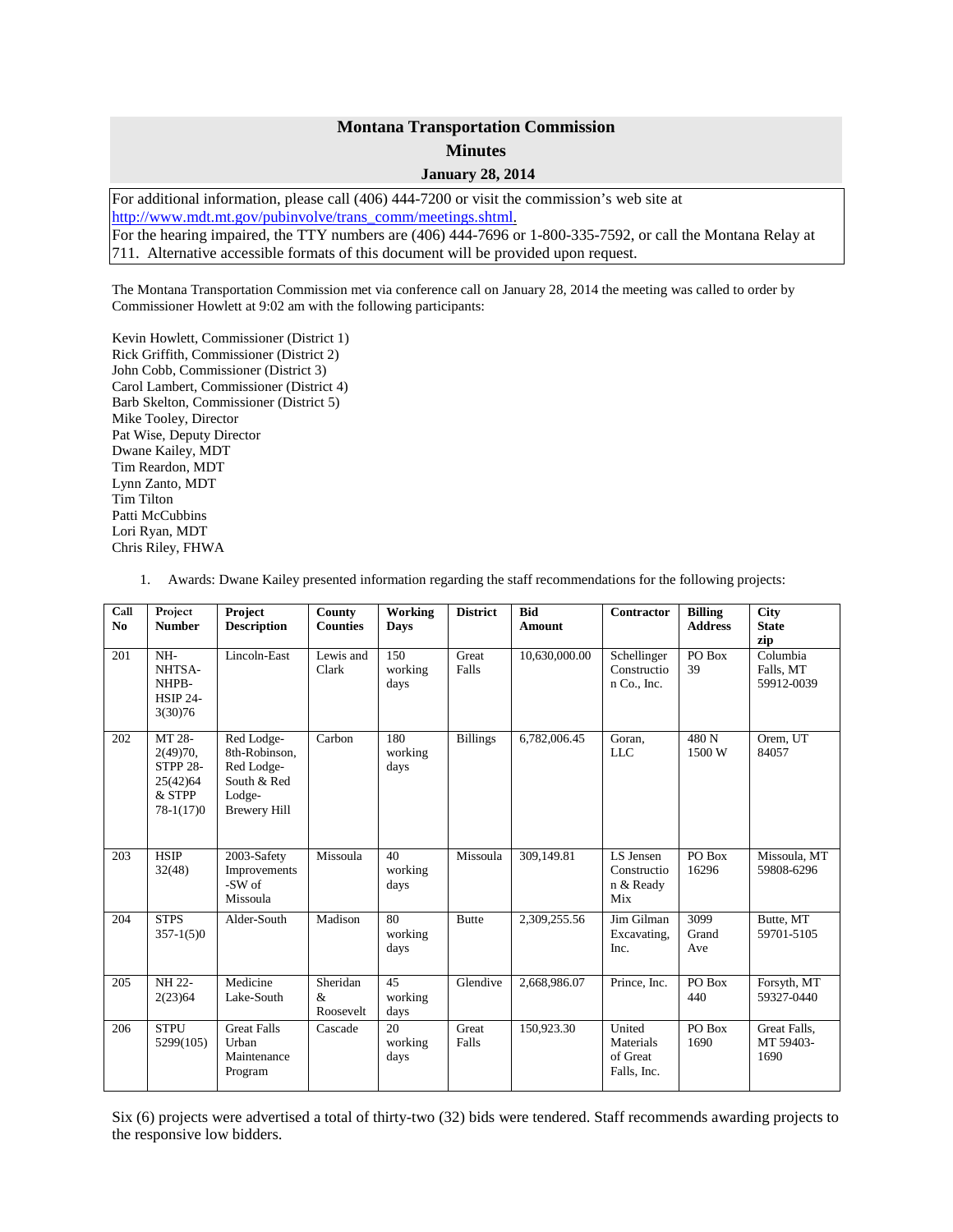# Montana Transportation Commission

## Minutes

### January 28, 2014

For additional information, please call (406) 444-7200 or visit the commission's web site at http://www.mdt.mt.gov/pubinvolve/trans_comm/meetings.shtml.
For the hearing impaired, the TTY numbers are (406) 444-7696 or 1-800-335-7592, or call the Montana Relay at 711. Alternative accessible formats of this document will be provided upon request.

The Montana Transportation Commission met via conference call on January 28, 2014 the meeting was called to order by Commissioner Howlett at 9:02 am with the following participants:

Kevin Howlett, Commissioner (District 1)
Rick Griffith, Commissioner (District 2)
John Cobb, Commissioner (District 3)
Carol Lambert, Commissioner (District 4)
Barb Skelton, Commissioner (District 5)
Mike Tooley, Director
Pat Wise, Deputy Director
Dwane Kailey, MDT
Tim Reardon, MDT
Lynn Zanto, MDT
Tim Tilton
Patti McCubbins
Lori Ryan, MDT
Chris Riley, FHWA

1. Awards: Dwane Kailey presented information regarding the staff recommendations for the following projects:

| Call No | Project Number | Project Description | County Counties | Working Days | District | Bid Amount | Contractor | Billing Address | City State zip |
|---|---|---|---|---|---|---|---|---|---|
| 201 | NH-NHTSA-NHPB-HSIP 24-3(30)76 | Lincoln-East | Lewis and Clark | 150 working days | Great Falls | 10,630,000.00 | Schellinger Construction Co., Inc. | PO Box 39 | Columbia Falls, MT 59912-0039 |
| 202 | MT 28-2(49)70, STPP 28-25(42)64 & STPP 78-1(17)0 | Red Lodge-8th-Robinson, Red Lodge-South & Red Lodge-Brewery Hill | Carbon | 180 working days | Billings | 6,782,006.45 | Goran, LLC | 480 N 1500 W | Orem, UT 84057 |
| 203 | HSIP 32(48) | 2003-Safety Improvements -SW of Missoula | Missoula | 40 working days | Missoula | 309,149.81 | LS Jensen Construction & Ready Mix | PO Box 16296 | Missoula, MT 59808-6296 |
| 204 | STPS 357-1(5)0 | Alder-South | Madison | 80 working days | Butte | 2,309,255.56 | Jim Gilman Excavating, Inc. | 3099 Grand Ave | Butte, MT 59701-5105 |
| 205 | NH 22-2(23)64 | Medicine Lake-South | Sheridan & Roosevelt | 45 working days | Glendive | 2,668,986.07 | Prince, Inc. | PO Box 440 | Forsyth, MT 59327-0440 |
| 206 | STPU 5299(105) | Great Falls Urban Maintenance Program | Cascade | 20 working days | Great Falls | 150,923.30 | United Materials of Great Falls, Inc. | PO Box 1690 | Great Falls, MT 59403-1690 |

Six (6) projects were advertised a total of thirty-two (32) bids were tendered. Staff recommends awarding projects to the responsive low bidders.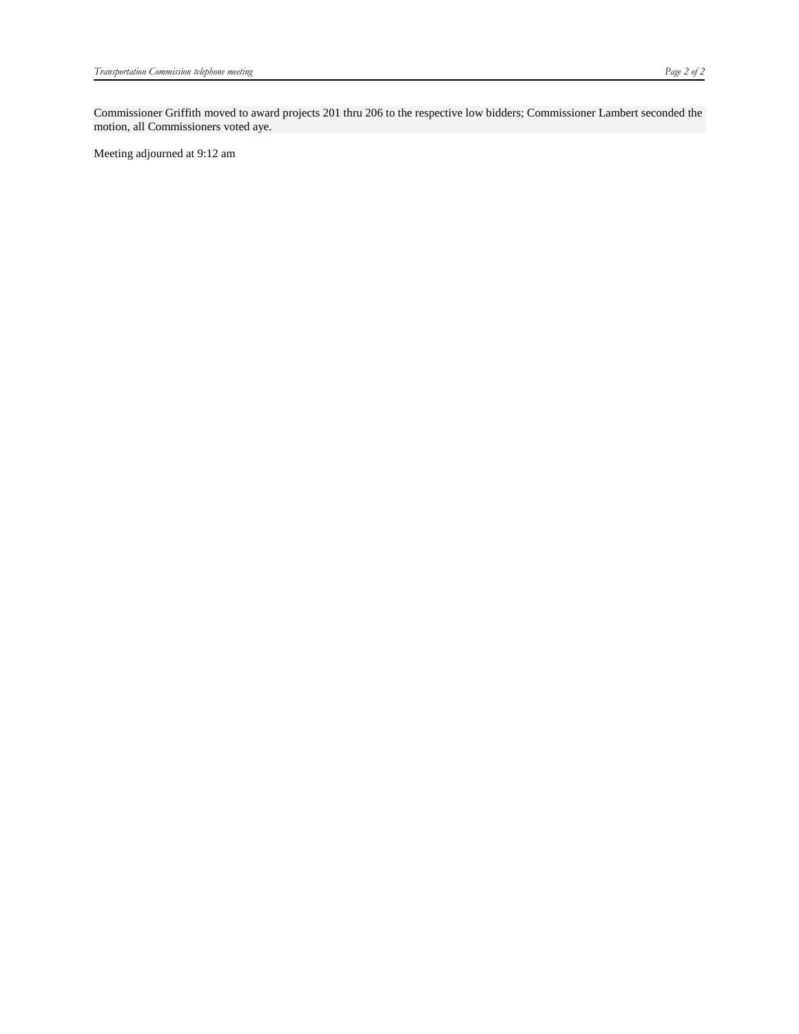Commissioner Griffith moved to award projects 201 thru 206 to the respective low bidders; Commissioner Lambert seconded the motion, all Commissioners voted aye.

Meeting adjourned at 9:12 am